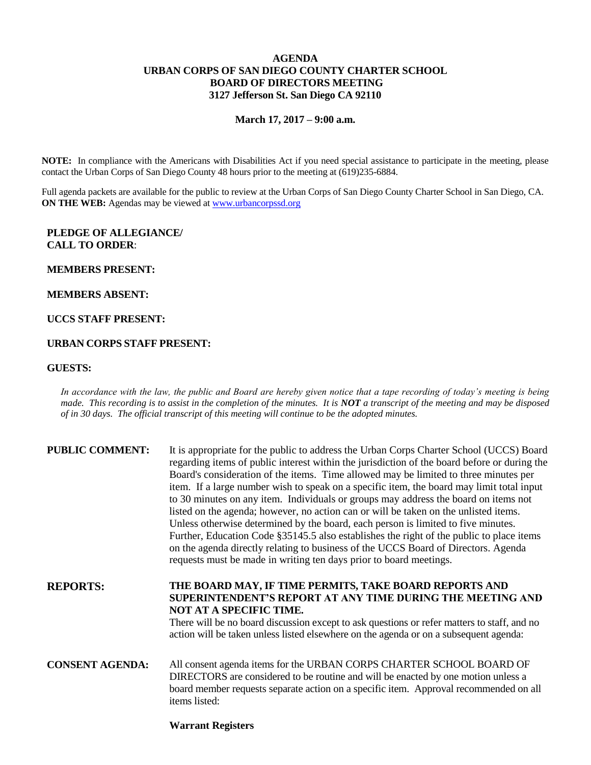# AGENDA
## URBAN CORPS OF SAN DIEGO COUNTY CHARTER SCHOOL
## BOARD OF DIRECTORS MEETING
## 3127 Jefferson St. San Diego CA 92110

**March 17, 2017 – 9:00 a.m.**

**NOTE:** In compliance with the Americans with Disabilities Act if you need special assistance to participate in the meeting, please contact the Urban Corps of San Diego County 48 hours prior to the meeting at (619)235-6884.

Full agenda packets are available for the public to review at the Urban Corps of San Diego County Charter School in San Diego, CA.
**ON THE WEB:** Agendas may be viewed at www.urbancorpssd.org

**PLEDGE OF ALLEGIANCE/
CALL TO ORDER**:

**MEMBERS PRESENT:**

**MEMBERS ABSENT:**

**UCCS STAFF PRESENT:**

**URBAN CORPS STAFF PRESENT:**

**GUESTS:**

*In accordance with the law, the public and Board are hereby given notice that a tape recording of today's meeting is being made. This recording is to assist in the completion of the minutes. It is **NOT** a transcript of the meeting and may be disposed of in 30 days. The official transcript of this meeting will continue to be the adopted minutes.*

**PUBLIC COMMENT:** It is appropriate for the public to address the Urban Corps Charter School (UCCS) Board regarding items of public interest within the jurisdiction of the board before or during the Board's consideration of the items. Time allowed may be limited to three minutes per item. If a large number wish to speak on a specific item, the board may limit total input to 30 minutes on any item. Individuals or groups may address the board on items not listed on the agenda; however, no action can or will be taken on the unlisted items. Unless otherwise determined by the board, each person is limited to five minutes. Further, Education Code §35145.5 also establishes the right of the public to place items on the agenda directly relating to business of the UCCS Board of Directors. Agenda requests must be made in writing ten days prior to board meetings.

**REPORTS:** **THE BOARD MAY, IF TIME PERMITS, TAKE BOARD REPORTS AND SUPERINTENDENT'S REPORT AT ANY TIME DURING THE MEETING AND NOT AT A SPECIFIC TIME.**
There will be no board discussion except to ask questions or refer matters to staff, and no action will be taken unless listed elsewhere on the agenda or on a subsequent agenda:

**CONSENT AGENDA:** All consent agenda items for the URBAN CORPS CHARTER SCHOOL BOARD OF DIRECTORS are considered to be routine and will be enacted by one motion unless a board member requests separate action on a specific item. Approval recommended on all items listed:

**Warrant Registers**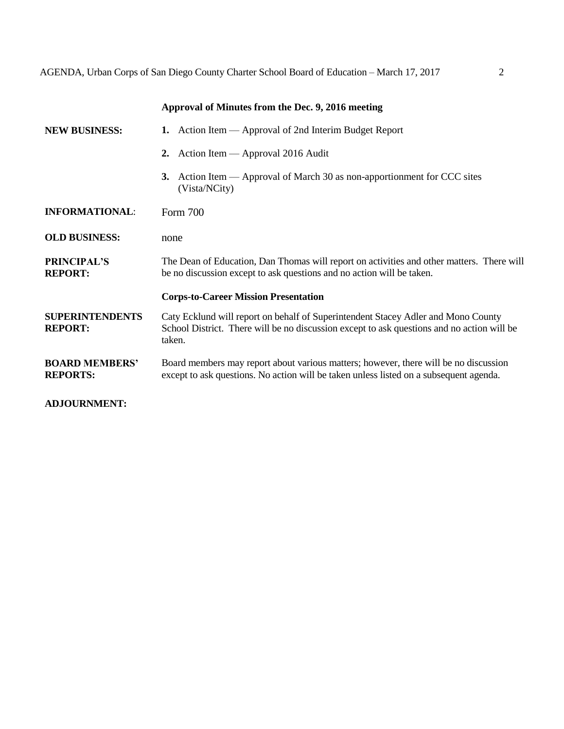**Approval of Minutes from the Dec. 9, 2016 meeting**

**NEW BUSINESS:**

1. Action Item — Approval of 2nd Interim Budget Report
2. Action Item — Approval 2016 Audit
3. Action Item — Approval of March 30 as non-apportionment for CCC sites (Vista/NCity)

**INFORMATIONAL**: Form 700

**OLD BUSINESS:** none

**PRINCIPAL'S REPORT:** The Dean of Education, Dan Thomas will report on activities and other matters. There will be no discussion except to ask questions and no action will be taken.

**Corps-to-Career Mission Presentation**

**SUPERINTENDENTS REPORT:** Caty Ecklund will report on behalf of Superintendent Stacey Adler and Mono County School District. There will be no discussion except to ask questions and no action will be taken.

**BOARD MEMBERS' REPORTS:** Board members may report about various matters; however, there will be no discussion except to ask questions. No action will be taken unless listed on a subsequent agenda.

**ADJOURNMENT:**